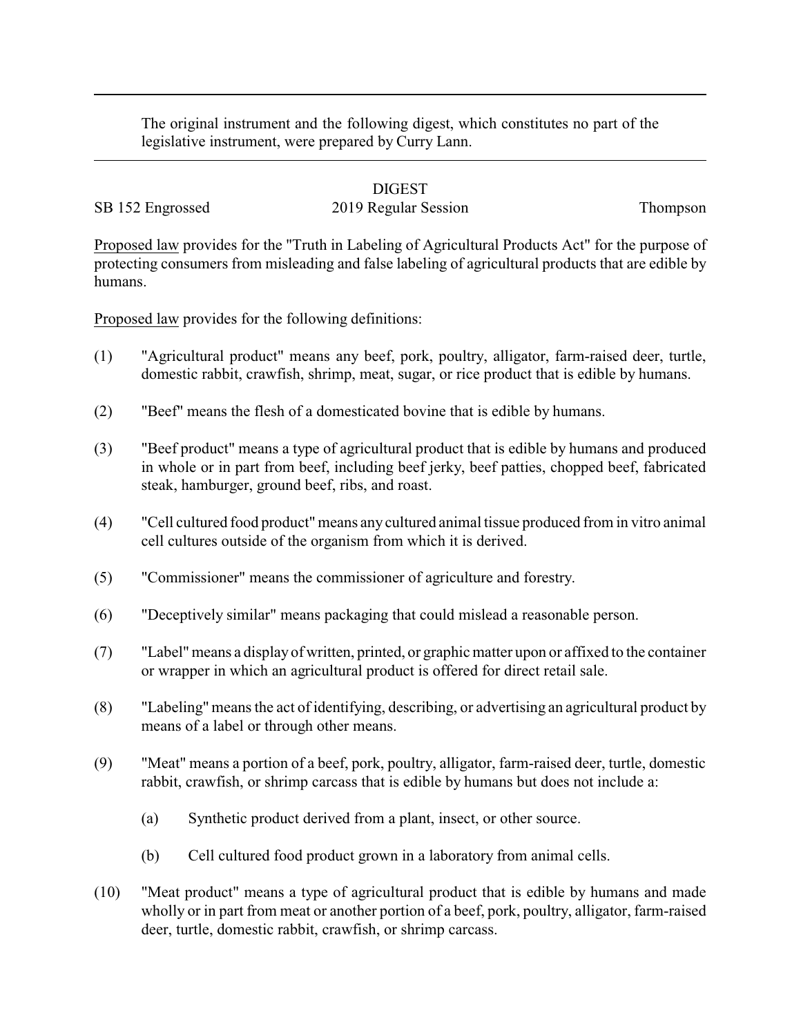The original instrument and the following digest, which constitutes no part of the legislative instrument, were prepared by Curry Lann.

DIGEST

SB 152 Engrossed 2019 Regular Session Thompson

<u>Proposed law</u> provides for the "Truth in Labeling of Agricultural Products Act" for the purpose of protecting consumers from misleading and false labeling of agricultural products that are edible by humans.

<u>Proposed law</u> provides for the following definitions:

(1) "Agricultural product" means any beef, pork, poultry, alligator, farm-raised deer, turtle, domestic rabbit, crawfish, shrimp, meat, sugar, or rice product that is edible by humans.

(2) "Beef" means the flesh of a domesticated bovine that is edible by humans.

(3) "Beef product" means a type of agricultural product that is edible by humans and produced in whole or in part from beef, including beef jerky, beef patties, chopped beef, fabricated steak, hamburger, ground beef, ribs, and roast.

(4) "Cell cultured food product" means any cultured animal tissue produced from in vitro animal cell cultures outside of the organism from which it is derived.

(5) "Commissioner" means the commissioner of agriculture and forestry.

(6) "Deceptively similar" means packaging that could mislead a reasonable person.

(7) "Label" means a display of written, printed, or graphic matter upon or affixed to the container or wrapper in which an agricultural product is offered for direct retail sale.

(8) "Labeling" means the act of identifying, describing, or advertising an agricultural product by means of a label or through other means.

(9) "Meat" means a portion of a beef, pork, poultry, alligator, farm-raised deer, turtle, domestic rabbit, crawfish, or shrimp carcass that is edible by humans but does not include a:

   (a) Synthetic product derived from a plant, insect, or other source.

   (b) Cell cultured food product grown in a laboratory from animal cells.

(10) "Meat product" means a type of agricultural product that is edible by humans and made wholly or in part from meat or another portion of a beef, pork, poultry, alligator, farm-raised deer, turtle, domestic rabbit, crawfish, or shrimp carcass.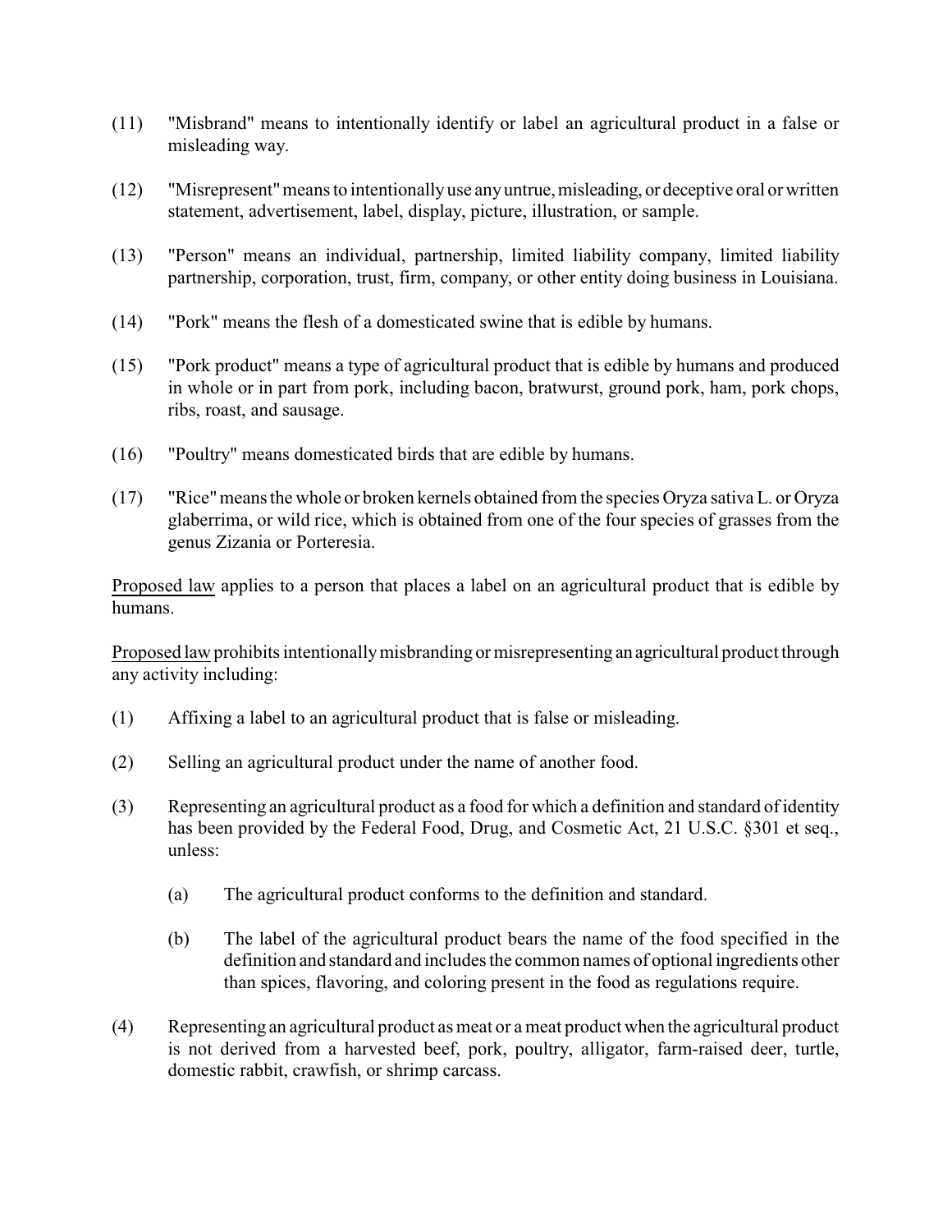(11) "Misbrand" means to intentionally identify or label an agricultural product in a false or misleading way.

(12) "Misrepresent" means to intentionally use any untrue, misleading, or deceptive oral or written statement, advertisement, label, display, picture, illustration, or sample.

(13) "Person" means an individual, partnership, limited liability company, limited liability partnership, corporation, trust, firm, company, or other entity doing business in Louisiana.

(14) "Pork" means the flesh of a domesticated swine that is edible by humans.

(15) "Pork product" means a type of agricultural product that is edible by humans and produced in whole or in part from pork, including bacon, bratwurst, ground pork, ham, pork chops, ribs, roast, and sausage.

(16) "Poultry" means domesticated birds that are edible by humans.

(17) "Rice" means the whole or broken kernels obtained from the species Oryza sativa L. or Oryza glaberrima, or wild rice, which is obtained from one of the four species of grasses from the genus Zizania or Porteresia.

<u>Proposed law</u> applies to a person that places a label on an agricultural product that is edible by humans.

<u>Proposed law</u> prohibits intentionally misbranding or misrepresenting an agricultural product through any activity including:

(1) Affixing a label to an agricultural product that is false or misleading.

(2) Selling an agricultural product under the name of another food.

(3) Representing an agricultural product as a food for which a definition and standard of identity has been provided by the Federal Food, Drug, and Cosmetic Act, 21 U.S.C. §301 et seq., unless:

    (a) The agricultural product conforms to the definition and standard.

    (b) The label of the agricultural product bears the name of the food specified in the definition and standard and includes the common names of optional ingredients other than spices, flavoring, and coloring present in the food as regulations require.

(4) Representing an agricultural product as meat or a meat product when the agricultural product is not derived from a harvested beef, pork, poultry, alligator, farm-raised deer, turtle, domestic rabbit, crawfish, or shrimp carcass.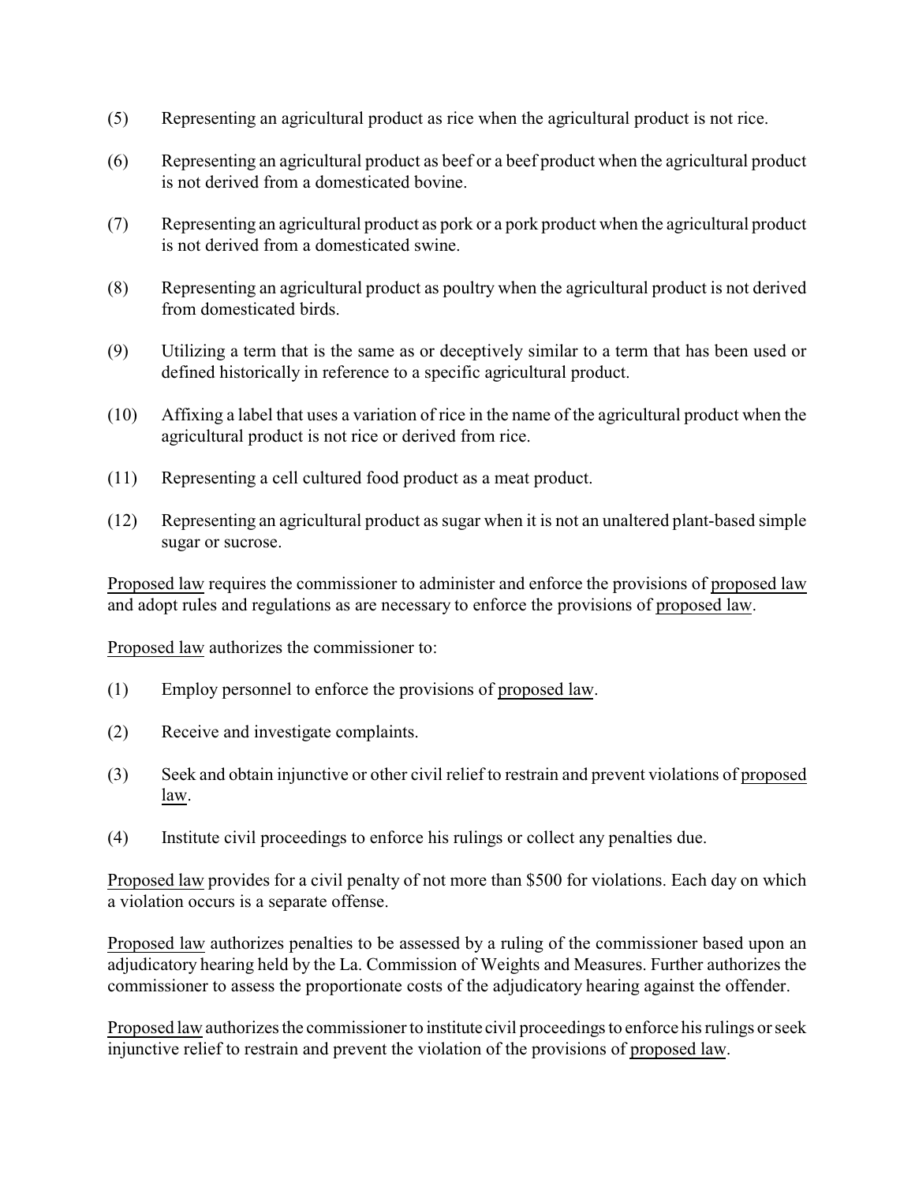(5) Representing an agricultural product as rice when the agricultural product is not rice.

(6) Representing an agricultural product as beef or a beef product when the agricultural product is not derived from a domesticated bovine.

(7) Representing an agricultural product as pork or a pork product when the agricultural product is not derived from a domesticated swine.

(8) Representing an agricultural product as poultry when the agricultural product is not derived from domesticated birds.

(9) Utilizing a term that is the same as or deceptively similar to a term that has been used or defined historically in reference to a specific agricultural product.

(10) Affixing a label that uses a variation of rice in the name of the agricultural product when the agricultural product is not rice or derived from rice.

(11) Representing a cell cultured food product as a meat product.

(12) Representing an agricultural product as sugar when it is not an unaltered plant-based simple sugar or sucrose.

Proposed law requires the commissioner to administer and enforce the provisions of proposed law and adopt rules and regulations as are necessary to enforce the provisions of proposed law.

Proposed law authorizes the commissioner to:

(1) Employ personnel to enforce the provisions of proposed law.

(2) Receive and investigate complaints.

(3) Seek and obtain injunctive or other civil relief to restrain and prevent violations of proposed law.

(4) Institute civil proceedings to enforce his rulings or collect any penalties due.

Proposed law provides for a civil penalty of not more than $500 for violations. Each day on which a violation occurs is a separate offense.

Proposed law authorizes penalties to be assessed by a ruling of the commissioner based upon an adjudicatory hearing held by the La. Commission of Weights and Measures. Further authorizes the commissioner to assess the proportionate costs of the adjudicatory hearing against the offender.

Proposed law authorizes the commissioner to institute civil proceedings to enforce his rulings or seek injunctive relief to restrain and prevent the violation of the provisions of proposed law.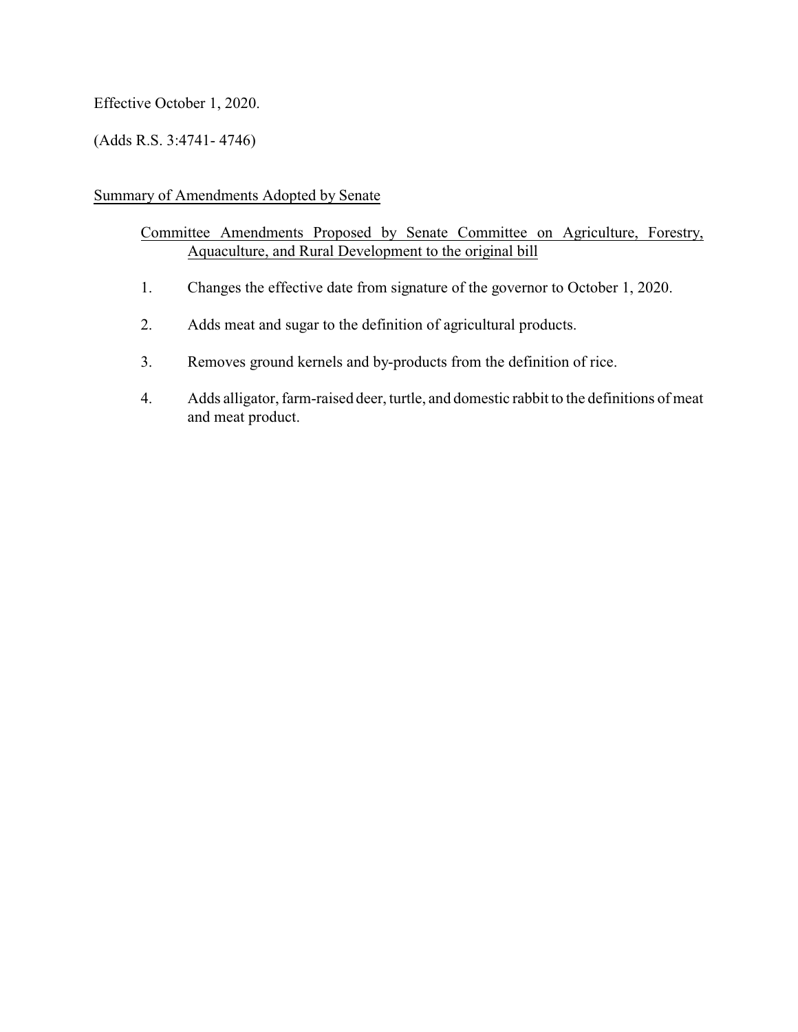Effective October 1, 2020.

(Adds R.S. 3:4741- 4746)

Summary of Amendments Adopted by Senate

Committee Amendments Proposed by Senate Committee on Agriculture, Forestry, Aquaculture, and Rural Development to the original bill

1. Changes the effective date from signature of the governor to October 1, 2020.

2. Adds meat and sugar to the definition of agricultural products.

3. Removes ground kernels and by-products from the definition of rice.

4. Adds alligator, farm-raised deer, turtle, and domestic rabbit to the definitions of meat and meat product.